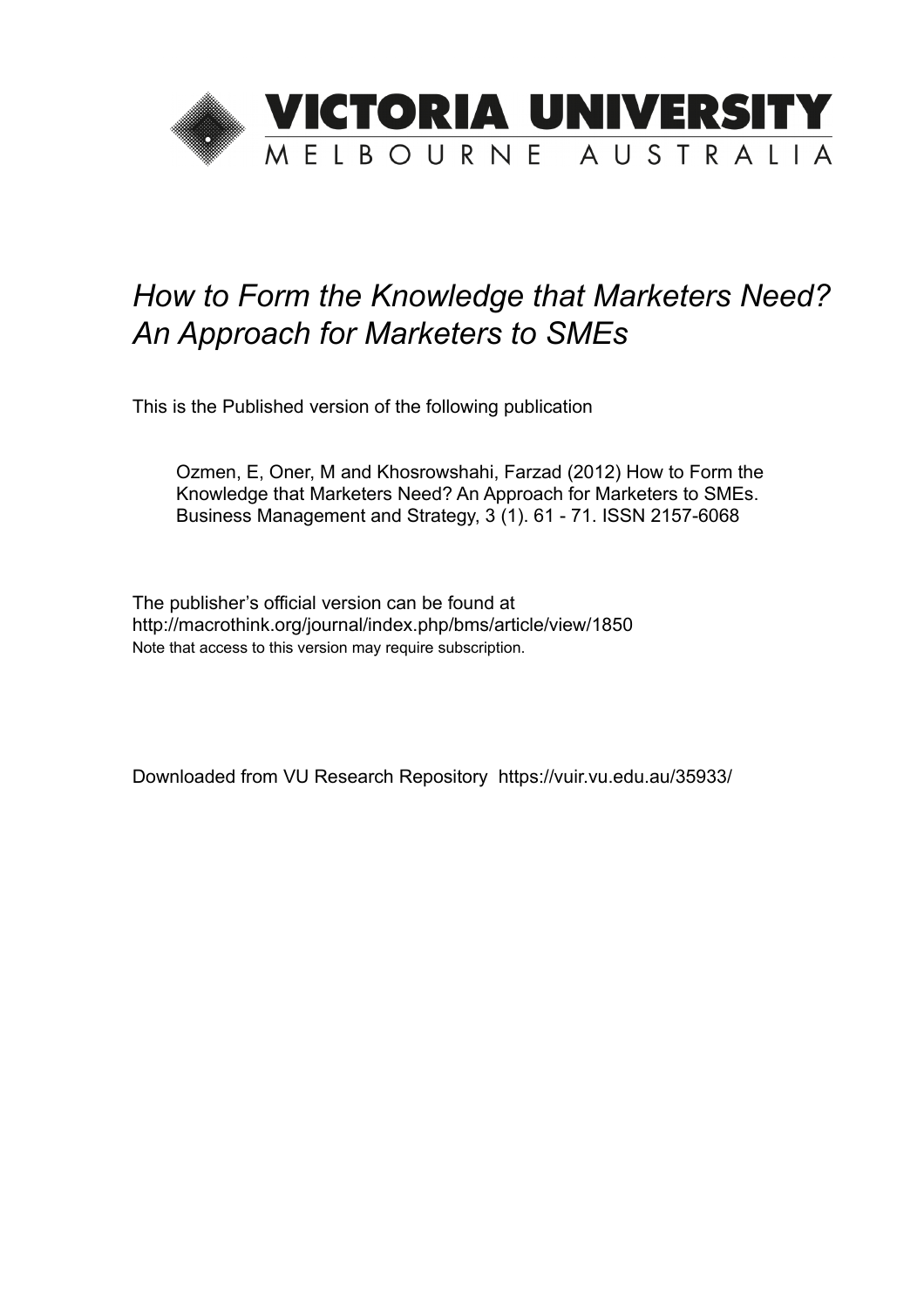VICTORIA UNIVERSITY
MELBOURNE AUSTRALIA

# *How to Form the Knowledge that Marketers Need? An Approach for Marketers to SMEs*

This is the Published version of the following publication

Ozmen, E, Oner, M and Khosrowshahi, Farzad (2012) How to Form the Knowledge that Marketers Need? An Approach for Marketers to SMEs. Business Management and Strategy, 3 (1). 61 - 71. ISSN 2157-6068

The publisher's official version can be found at
http://macrothink.org/journal/index.php/bms/article/view/1850
Note that access to this version may require subscription.

Downloaded from VU Research Repository https://vuir.vu.edu.au/35933/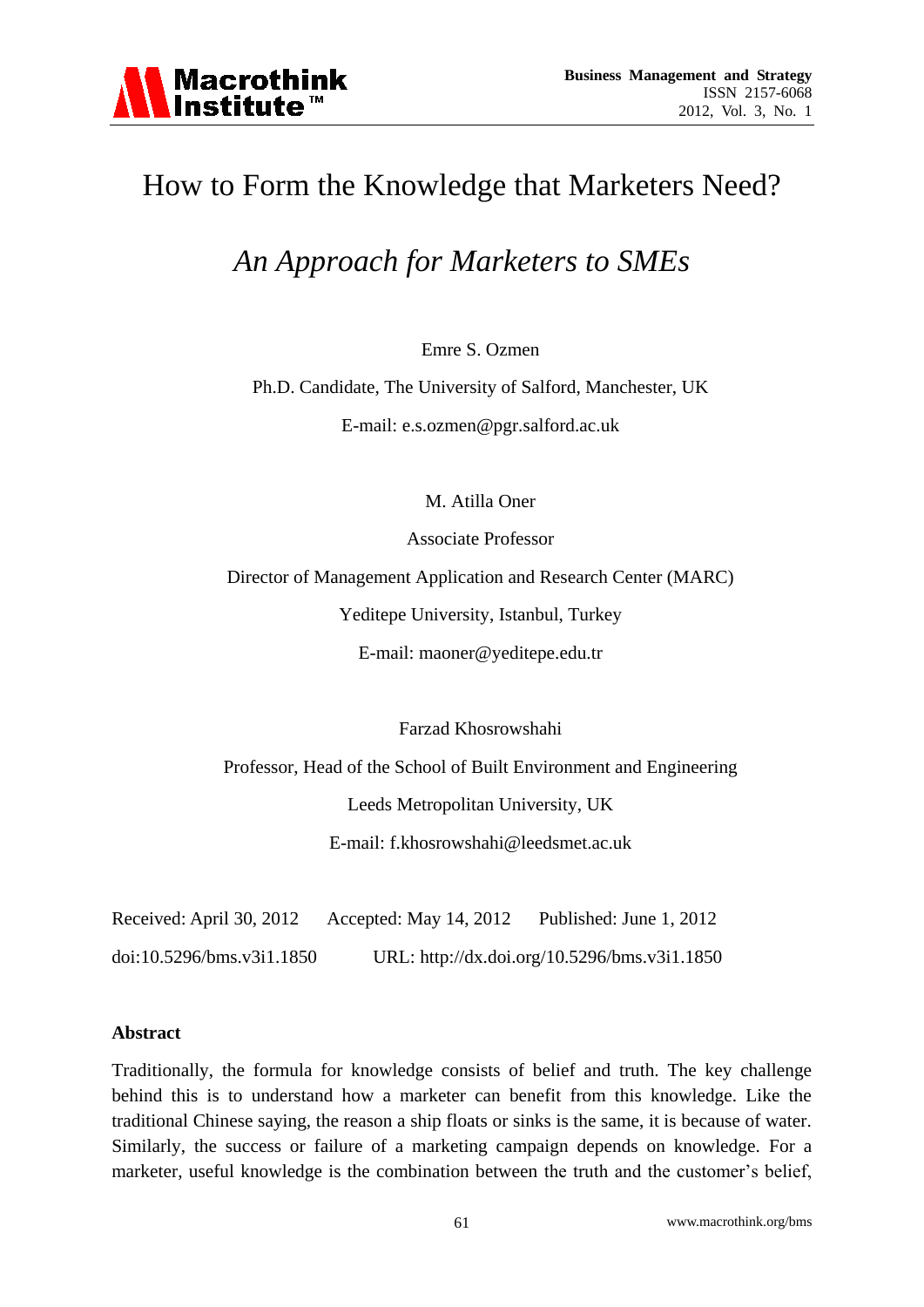# How to Form the Knowledge that Marketers Need?

## *An Approach for Marketers to SMEs*

Emre S. Ozmen

Ph.D. Candidate, The University of Salford, Manchester, UK

E-mail: e.s.ozmen@pgr.salford.ac.uk

M. Atilla Oner

Associate Professor

Director of Management Application and Research Center (MARC)

Yeditepe University, Istanbul, Turkey

E-mail: maoner@yeditepe.edu.tr

Farzad Khosrowshahi

Professor, Head of the School of Built Environment and Engineering

Leeds Metropolitan University, UK

E-mail: f.khosrowshahi@leedsmet.ac.uk

Received: April 30, 2012 Accepted: May 14, 2012 Published: June 1, 2012

doi:10.5296/bms.v3i1.1850 URL: http://dx.doi.org/10.5296/bms.v3i1.1850

**Abstract**

Traditionally, the formula for knowledge consists of belief and truth. The key challenge behind this is to understand how a marketer can benefit from this knowledge. Like the traditional Chinese saying, the reason a ship floats or sinks is the same, it is because of water. Similarly, the success or failure of a marketing campaign depends on knowledge. For a marketer, useful knowledge is the combination between the truth and the customer's belief,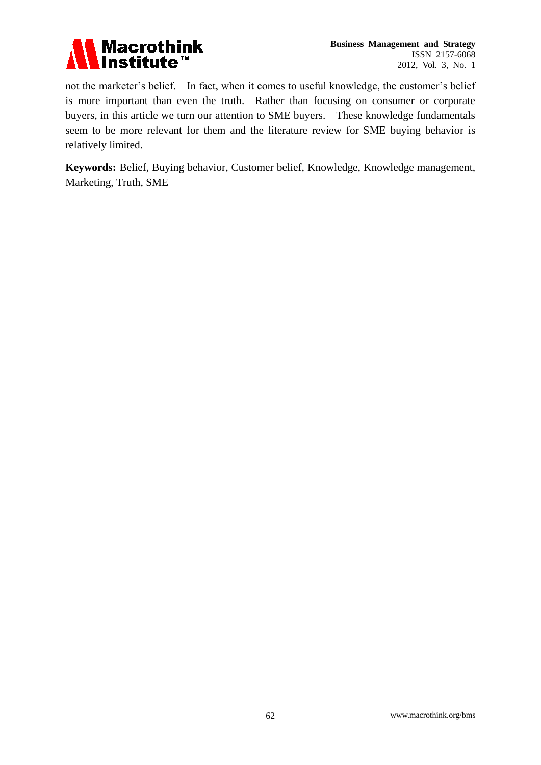not the marketer's belief. In fact, when it comes to useful knowledge, the customer's belief is more important than even the truth. Rather than focusing on consumer or corporate buyers, in this article we turn our attention to SME buyers. These knowledge fundamentals seem to be more relevant for them and the literature review for SME buying behavior is relatively limited.

**Keywords:** Belief, Buying behavior, Customer belief, Knowledge, Knowledge management, Marketing, Truth, SME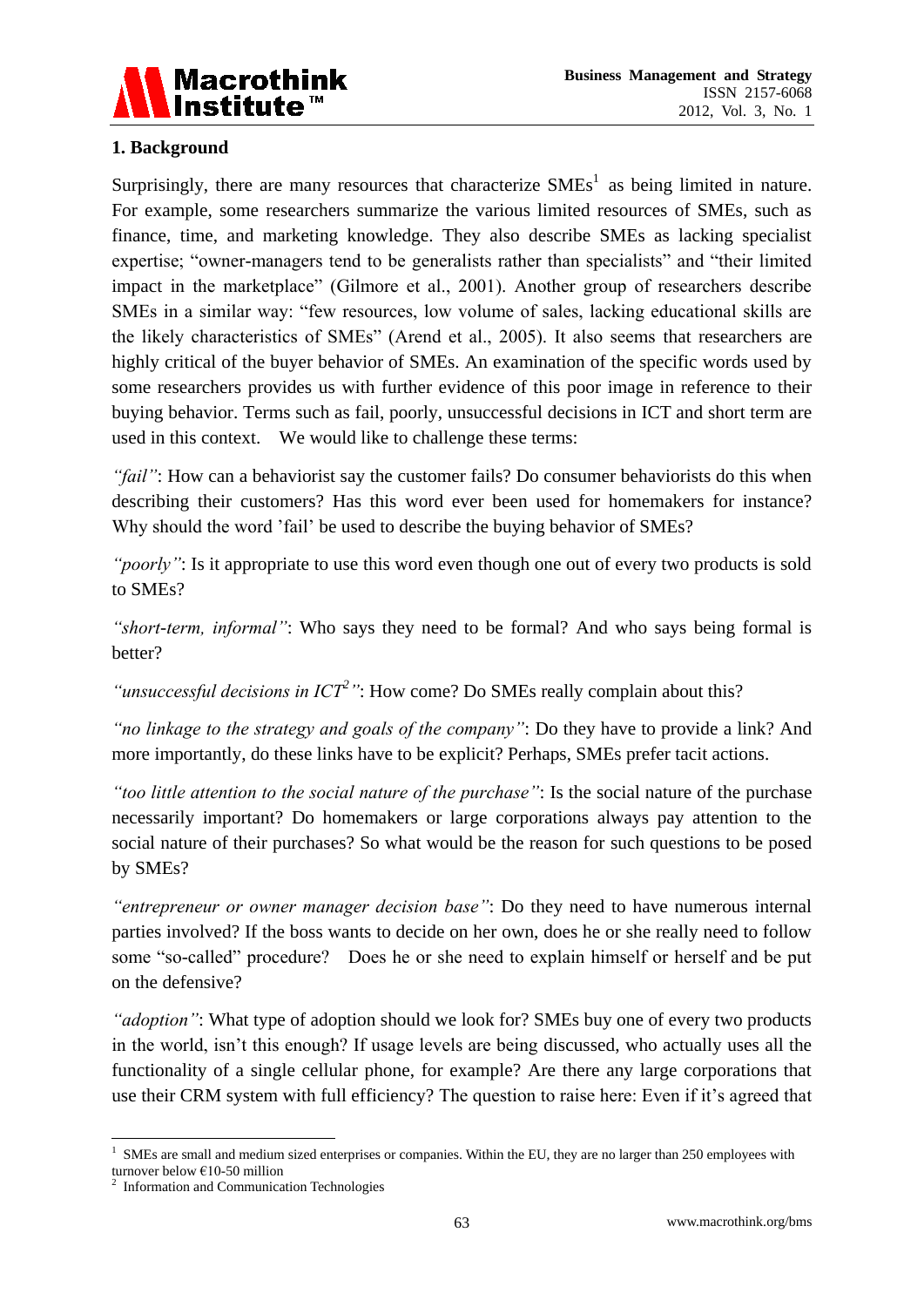## 1. Background

Surprisingly, there are many resources that characterize SMEs[1] as being limited in nature. For example, some researchers summarize the various limited resources of SMEs, such as finance, time, and marketing knowledge. They also describe SMEs as lacking specialist expertise; "owner-managers tend to be generalists rather than specialists" and "their limited impact in the marketplace" (Gilmore et al., 2001). Another group of researchers describe SMEs in a similar way: "few resources, low volume of sales, lacking educational skills are the likely characteristics of SMEs" (Arend et al., 2005). It also seems that researchers are highly critical of the buyer behavior of SMEs. An examination of the specific words used by some researchers provides us with further evidence of this poor image in reference to their buying behavior. Terms such as fail, poorly, unsuccessful decisions in ICT and short term are used in this context. We would like to challenge these terms:

*"fail"*: How can a behaviorist say the customer fails? Do consumer behaviorists do this when describing their customers? Has this word ever been used for homemakers for instance? Why should the word 'fail' be used to describe the buying behavior of SMEs?

*"poorly"*: Is it appropriate to use this word even though one out of every two products is sold to SMEs?

*"short-term, informal"*: Who says they need to be formal? And who says being formal is better?

*"unsuccessful decisions in ICT[2]"*: How come? Do SMEs really complain about this?

*"no linkage to the strategy and goals of the company"*: Do they have to provide a link? And more importantly, do these links have to be explicit? Perhaps, SMEs prefer tacit actions.

*"too little attention to the social nature of the purchase"*: Is the social nature of the purchase necessarily important? Do homemakers or large corporations always pay attention to the social nature of their purchases? So what would be the reason for such questions to be posed by SMEs?

*"entrepreneur or owner manager decision base"*: Do they need to have numerous internal parties involved? If the boss wants to decide on her own, does he or she really need to follow some "so-called" procedure? Does he or she need to explain himself or herself and be put on the defensive?

*"adoption"*: What type of adoption should we look for? SMEs buy one of every two products in the world, isn't this enough? If usage levels are being discussed, who actually uses all the functionality of a single cellular phone, for example? Are there any large corporations that use their CRM system with full efficiency? The question to raise here: Even if it's agreed that

---

[1] SMEs are small and medium sized enterprises or companies. Within the EU, they are no larger than 250 employees with turnover below €10-50 million

[2] Information and Communication Technologies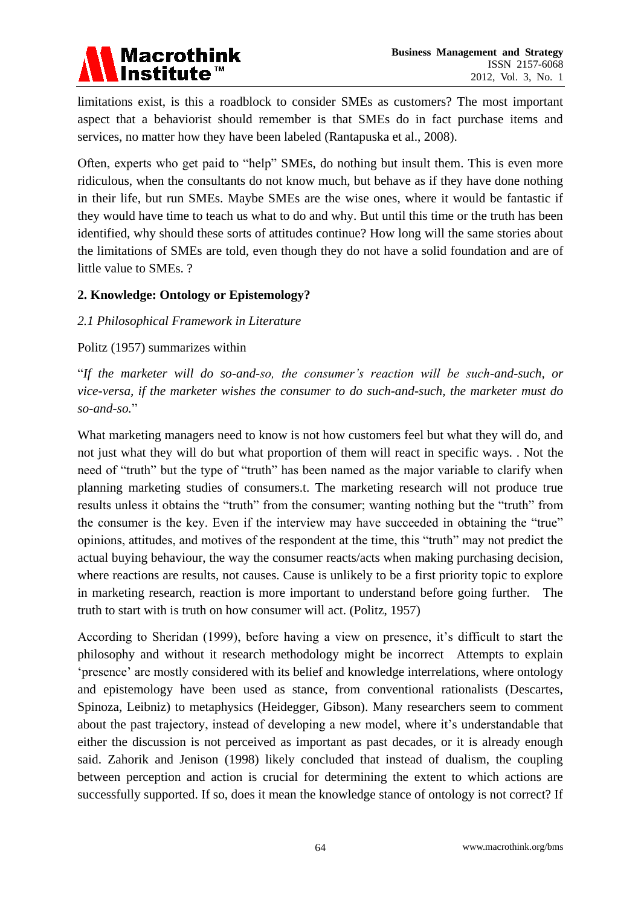limitations exist, is this a roadblock to consider SMEs as customers? The most important aspect that a behaviorist should remember is that SMEs do in fact purchase items and services, no matter how they have been labeled (Rantapuska et al., 2008).

Often, experts who get paid to "help" SMEs, do nothing but insult them. This is even more ridiculous, when the consultants do not know much, but behave as if they have done nothing in their life, but run SMEs. Maybe SMEs are the wise ones, where it would be fantastic if they would have time to teach us what to do and why. But until this time or the truth has been identified, why should these sorts of attitudes continue? How long will the same stories about the limitations of SMEs are told, even though they do not have a solid foundation and are of little value to SMEs. ?

## 2. Knowledge: Ontology or Epistemology?

### *2.1 Philosophical Framework in Literature*

Politz (1957) summarizes within

"*If the marketer will do so-and-so, the consumer's reaction will be such-and-such, or vice-versa, if the marketer wishes the consumer to do such-and-such, the marketer must do so-and-so.*"

What marketing managers need to know is not how customers feel but what they will do, and not just what they will do but what proportion of them will react in specific ways. . Not the need of "truth" but the type of "truth" has been named as the major variable to clarify when planning marketing studies of consumers.t. The marketing research will not produce true results unless it obtains the "truth" from the consumer; wanting nothing but the "truth" from the consumer is the key. Even if the interview may have succeeded in obtaining the "true" opinions, attitudes, and motives of the respondent at the time, this "truth" may not predict the actual buying behaviour, the way the consumer reacts/acts when making purchasing decision, where reactions are results, not causes. Cause is unlikely to be a first priority topic to explore in marketing research, reaction is more important to understand before going further. The truth to start with is truth on how consumer will act. (Politz, 1957)

According to Sheridan (1999), before having a view on presence, it's difficult to start the philosophy and without it research methodology might be incorrect Attempts to explain 'presence' are mostly considered with its belief and knowledge interrelations, where ontology and epistemology have been used as stance, from conventional rationalists (Descartes, Spinoza, Leibniz) to metaphysics (Heidegger, Gibson). Many researchers seem to comment about the past trajectory, instead of developing a new model, where it's understandable that either the discussion is not perceived as important as past decades, or it is already enough said. Zahorik and Jenison (1998) likely concluded that instead of dualism, the coupling between perception and action is crucial for determining the extent to which actions are successfully supported. If so, does it mean the knowledge stance of ontology is not correct? If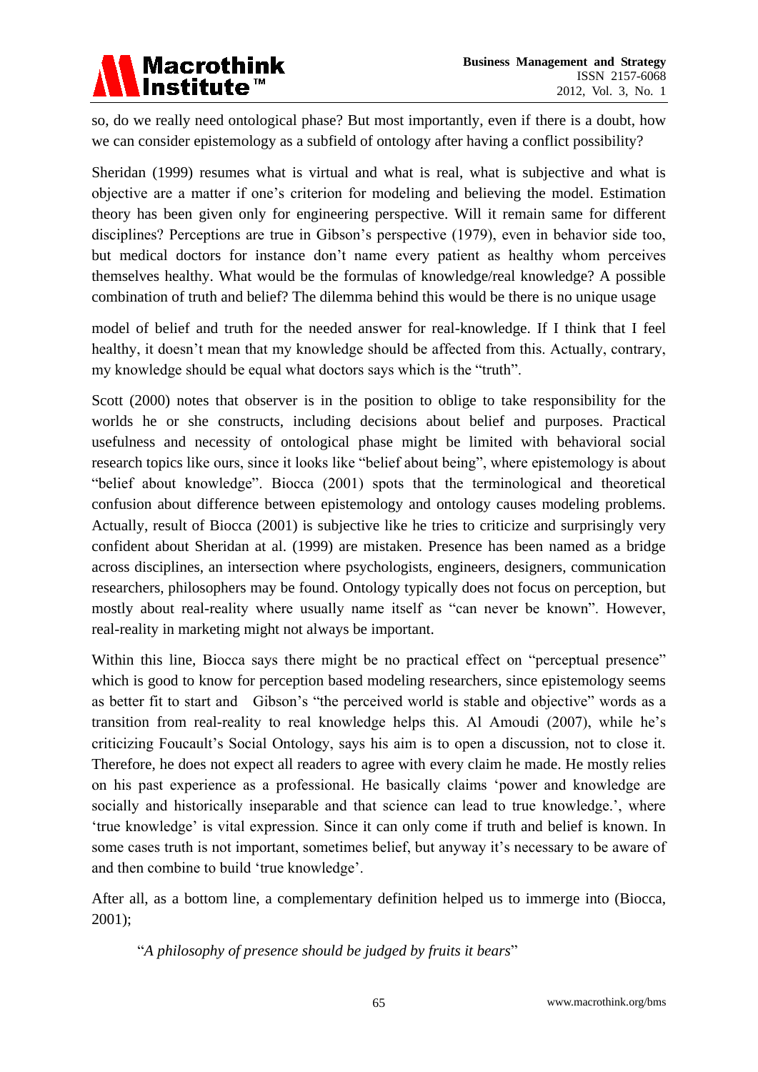so, do we really need ontological phase? But most importantly, even if there is a doubt, how we can consider epistemology as a subfield of ontology after having a conflict possibility?

Sheridan (1999) resumes what is virtual and what is real, what is subjective and what is objective are a matter if one's criterion for modeling and believing the model. Estimation theory has been given only for engineering perspective. Will it remain same for different disciplines? Perceptions are true in Gibson's perspective (1979), even in behavior side too, but medical doctors for instance don't name every patient as healthy whom perceives themselves healthy. What would be the formulas of knowledge/real knowledge? A possible combination of truth and belief? The dilemma behind this would be there is no unique usage model of belief and truth for the needed answer for real-knowledge. If I think that I feel healthy, it doesn't mean that my knowledge should be affected from this. Actually, contrary, my knowledge should be equal what doctors says which is the "truth".

Scott (2000) notes that observer is in the position to oblige to take responsibility for the worlds he or she constructs, including decisions about belief and purposes. Practical usefulness and necessity of ontological phase might be limited with behavioral social research topics like ours, since it looks like "belief about being", where epistemology is about "belief about knowledge". Biocca (2001) spots that the terminological and theoretical confusion about difference between epistemology and ontology causes modeling problems. Actually, result of Biocca (2001) is subjective like he tries to criticize and surprisingly very confident about Sheridan at al. (1999) are mistaken. Presence has been named as a bridge across disciplines, an intersection where psychologists, engineers, designers, communication researchers, philosophers may be found. Ontology typically does not focus on perception, but mostly about real-reality where usually name itself as "can never be known". However, real-reality in marketing might not always be important.

Within this line, Biocca says there might be no practical effect on "perceptual presence" which is good to know for perception based modeling researchers, since epistemology seems as better fit to start and Gibson's "the perceived world is stable and objective" words as a transition from real-reality to real knowledge helps this. Al Amoudi (2007), while he's criticizing Foucault's Social Ontology, says his aim is to open a discussion, not to close it. Therefore, he does not expect all readers to agree with every claim he made. He mostly relies on his past experience as a professional. He basically claims 'power and knowledge are socially and historically inseparable and that science can lead to true knowledge.', where 'true knowledge' is vital expression. Since it can only come if truth and belief is known. In some cases truth is not important, sometimes belief, but anyway it's necessary to be aware of and then combine to build 'true knowledge'.

After all, as a bottom line, a complementary definition helped us to immerge into (Biocca, 2001);

> "*A philosophy of presence should be judged by fruits it bears*"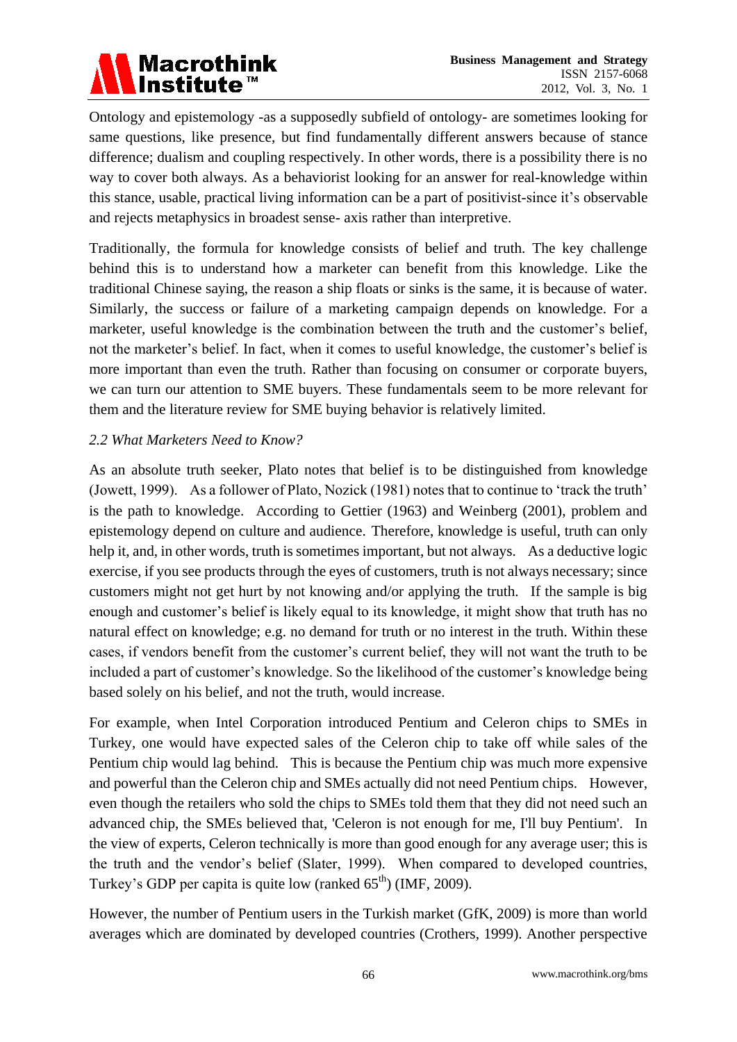Ontology and epistemology -as a supposedly subfield of ontology- are sometimes looking for same questions, like presence, but find fundamentally different answers because of stance difference; dualism and coupling respectively. In other words, there is a possibility there is no way to cover both always. As a behaviorist looking for an answer for real-knowledge within this stance, usable, practical living information can be a part of positivist-since it's observable and rejects metaphysics in broadest sense- axis rather than interpretive.

Traditionally, the formula for knowledge consists of belief and truth. The key challenge behind this is to understand how a marketer can benefit from this knowledge. Like the traditional Chinese saying, the reason a ship floats or sinks is the same, it is because of water. Similarly, the success or failure of a marketing campaign depends on knowledge. For a marketer, useful knowledge is the combination between the truth and the customer's belief, not the marketer's belief. In fact, when it comes to useful knowledge, the customer's belief is more important than even the truth. Rather than focusing on consumer or corporate buyers, we can turn our attention to SME buyers. These fundamentals seem to be more relevant for them and the literature review for SME buying behavior is relatively limited.

*2.2 What Marketers Need to Know?*

As an absolute truth seeker, Plato notes that belief is to be distinguished from knowledge (Jowett, 1999). As a follower of Plato, Nozick (1981) notes that to continue to 'track the truth' is the path to knowledge. According to Gettier (1963) and Weinberg (2001), problem and epistemology depend on culture and audience. Therefore, knowledge is useful, truth can only help it, and, in other words, truth is sometimes important, but not always. As a deductive logic exercise, if you see products through the eyes of customers, truth is not always necessary; since customers might not get hurt by not knowing and/or applying the truth. If the sample is big enough and customer's belief is likely equal to its knowledge, it might show that truth has no natural effect on knowledge; e.g. no demand for truth or no interest in the truth. Within these cases, if vendors benefit from the customer's current belief, they will not want the truth to be included a part of customer's knowledge. So the likelihood of the customer's knowledge being based solely on his belief, and not the truth, would increase.

For example, when Intel Corporation introduced Pentium and Celeron chips to SMEs in Turkey, one would have expected sales of the Celeron chip to take off while sales of the Pentium chip would lag behind. This is because the Pentium chip was much more expensive and powerful than the Celeron chip and SMEs actually did not need Pentium chips. However, even though the retailers who sold the chips to SMEs told them that they did not need such an advanced chip, the SMEs believed that, 'Celeron is not enough for me, I'll buy Pentium'. In the view of experts, Celeron technically is more than good enough for any average user; this is the truth and the vendor's belief (Slater, 1999). When compared to developed countries, Turkey's GDP per capita is quite low (ranked 65th) (IMF, 2009).

However, the number of Pentium users in the Turkish market (GfK, 2009) is more than world averages which are dominated by developed countries (Crothers, 1999). Another perspective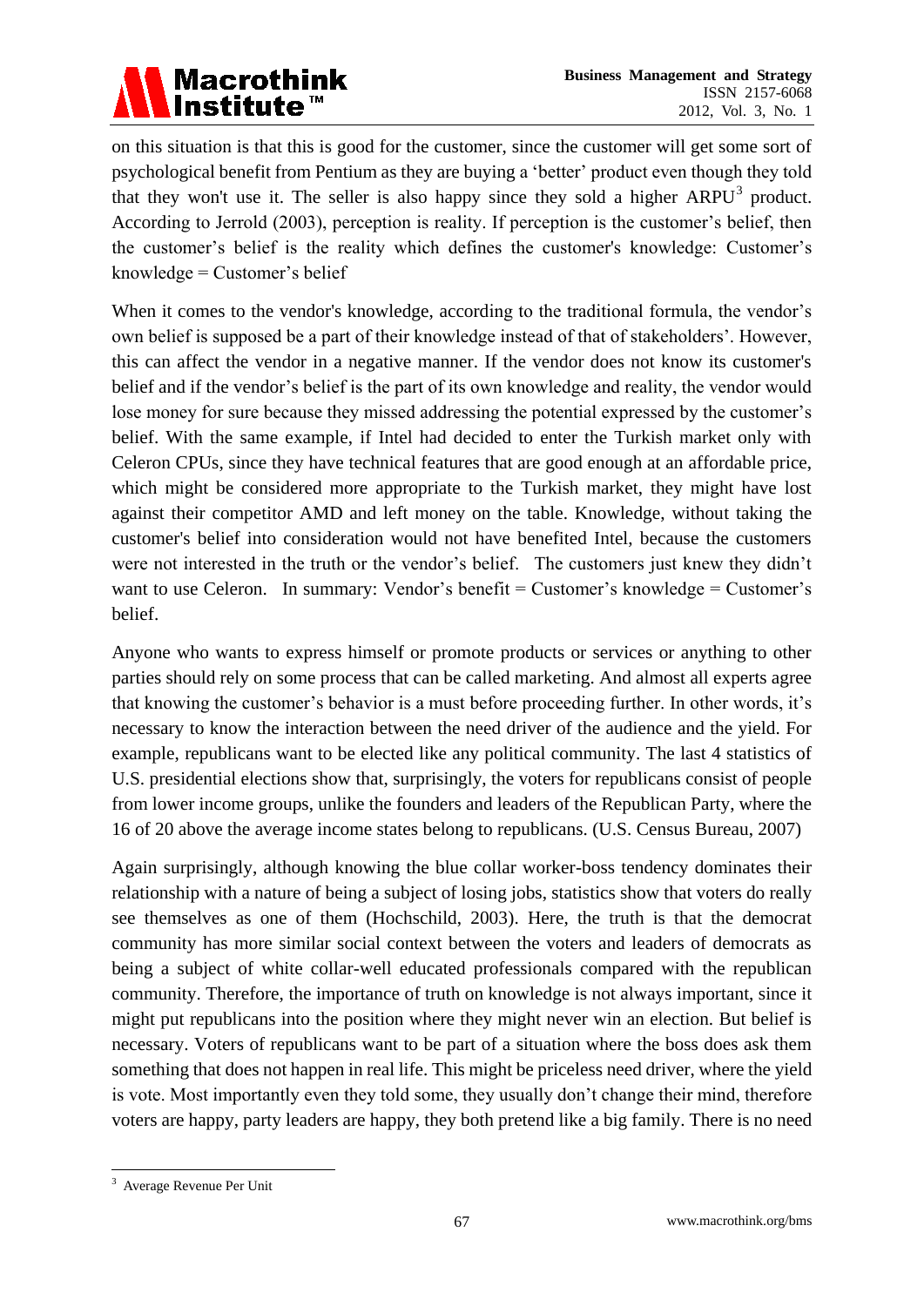on this situation is that this is good for the customer, since the customer will get some sort of psychological benefit from Pentium as they are buying a 'better' product even though they told that they won't use it. The seller is also happy since they sold a higher ARPU[3] product. According to Jerrold (2003), perception is reality. If perception is the customer's belief, then the customer's belief is the reality which defines the customer's knowledge: Customer's knowledge = Customer's belief

When it comes to the vendor's knowledge, according to the traditional formula, the vendor's own belief is supposed be a part of their knowledge instead of that of stakeholders'. However, this can affect the vendor in a negative manner. If the vendor does not know its customer's belief and if the vendor's belief is the part of its own knowledge and reality, the vendor would lose money for sure because they missed addressing the potential expressed by the customer's belief. With the same example, if Intel had decided to enter the Turkish market only with Celeron CPUs, since they have technical features that are good enough at an affordable price, which might be considered more appropriate to the Turkish market, they might have lost against their competitor AMD and left money on the table. Knowledge, without taking the customer's belief into consideration would not have benefited Intel, because the customers were not interested in the truth or the vendor's belief. The customers just knew they didn't want to use Celeron. In summary: Vendor's benefit = Customer's knowledge = Customer's belief.

Anyone who wants to express himself or promote products or services or anything to other parties should rely on some process that can be called marketing. And almost all experts agree that knowing the customer's behavior is a must before proceeding further. In other words, it's necessary to know the interaction between the need driver of the audience and the yield. For example, republicans want to be elected like any political community. The last 4 statistics of U.S. presidential elections show that, surprisingly, the voters for republicans consist of people from lower income groups, unlike the founders and leaders of the Republican Party, where the 16 of 20 above the average income states belong to republicans. (U.S. Census Bureau, 2007)

Again surprisingly, although knowing the blue collar worker-boss tendency dominates their relationship with a nature of being a subject of losing jobs, statistics show that voters do really see themselves as one of them (Hochschild, 2003). Here, the truth is that the democrat community has more similar social context between the voters and leaders of democrats as being a subject of white collar-well educated professionals compared with the republican community. Therefore, the importance of truth on knowledge is not always important, since it might put republicans into the position where they might never win an election. But belief is necessary. Voters of republicans want to be part of a situation where the boss does ask them something that does not happen in real life. This might be priceless need driver, where the yield is vote. Most importantly even they told some, they usually don't change their mind, therefore voters are happy, party leaders are happy, they both pretend like a big family. There is no need

[3] Average Revenue Per Unit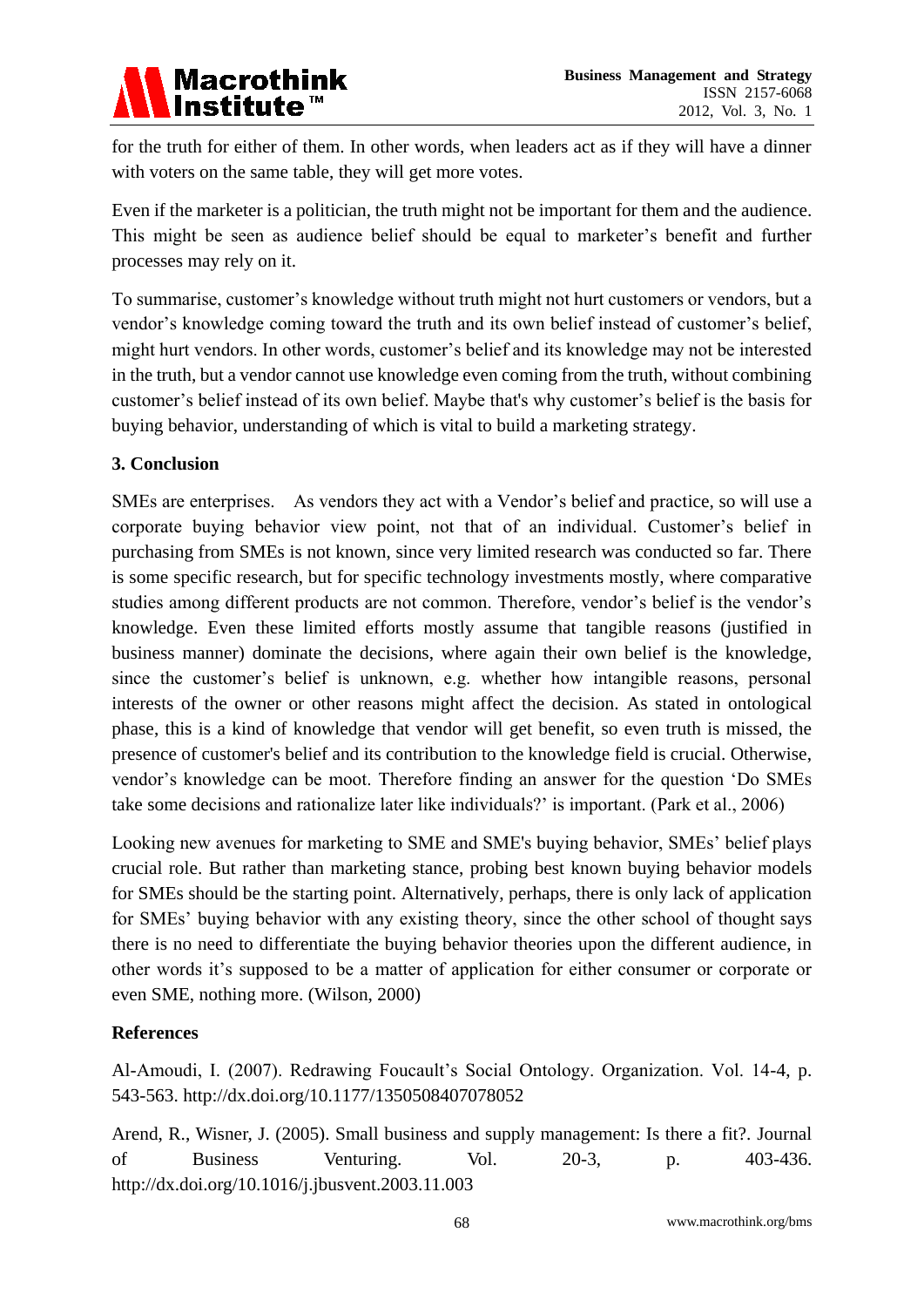for the truth for either of them. In other words, when leaders act as if they will have a dinner with voters on the same table, they will get more votes.

Even if the marketer is a politician, the truth might not be important for them and the audience. This might be seen as audience belief should be equal to marketer's benefit and further processes may rely on it.

To summarise, customer's knowledge without truth might not hurt customers or vendors, but a vendor's knowledge coming toward the truth and its own belief instead of customer's belief, might hurt vendors. In other words, customer's belief and its knowledge may not be interested in the truth, but a vendor cannot use knowledge even coming from the truth, without combining customer's belief instead of its own belief. Maybe that's why customer's belief is the basis for buying behavior, understanding of which is vital to build a marketing strategy.

## 3. Conclusion

SMEs are enterprises. As vendors they act with a Vendor's belief and practice, so will use a corporate buying behavior view point, not that of an individual. Customer's belief in purchasing from SMEs is not known, since very limited research was conducted so far. There is some specific research, but for specific technology investments mostly, where comparative studies among different products are not common. Therefore, vendor's belief is the vendor's knowledge. Even these limited efforts mostly assume that tangible reasons (justified in business manner) dominate the decisions, where again their own belief is the knowledge, since the customer's belief is unknown, e.g. whether how intangible reasons, personal interests of the owner or other reasons might affect the decision. As stated in ontological phase, this is a kind of knowledge that vendor will get benefit, so even truth is missed, the presence of customer's belief and its contribution to the knowledge field is crucial. Otherwise, vendor's knowledge can be moot. Therefore finding an answer for the question 'Do SMEs take some decisions and rationalize later like individuals?' is important. (Park et al., 2006)

Looking new avenues for marketing to SME and SME's buying behavior, SMEs' belief plays crucial role. But rather than marketing stance, probing best known buying behavior models for SMEs should be the starting point. Alternatively, perhaps, there is only lack of application for SMEs' buying behavior with any existing theory, since the other school of thought says there is no need to differentiate the buying behavior theories upon the different audience, in other words it's supposed to be a matter of application for either consumer or corporate or even SME, nothing more. (Wilson, 2000)

## References

Al-Amoudi, I. (2007). Redrawing Foucault's Social Ontology. Organization. Vol. 14-4, p. 543-563. http://dx.doi.org/10.1177/1350508407078052

Arend, R., Wisner, J. (2005). Small business and supply management: Is there a fit?. Journal of Business Venturing. Vol. 20-3, p. 403-436. http://dx.doi.org/10.1016/j.jbusvent.2003.11.003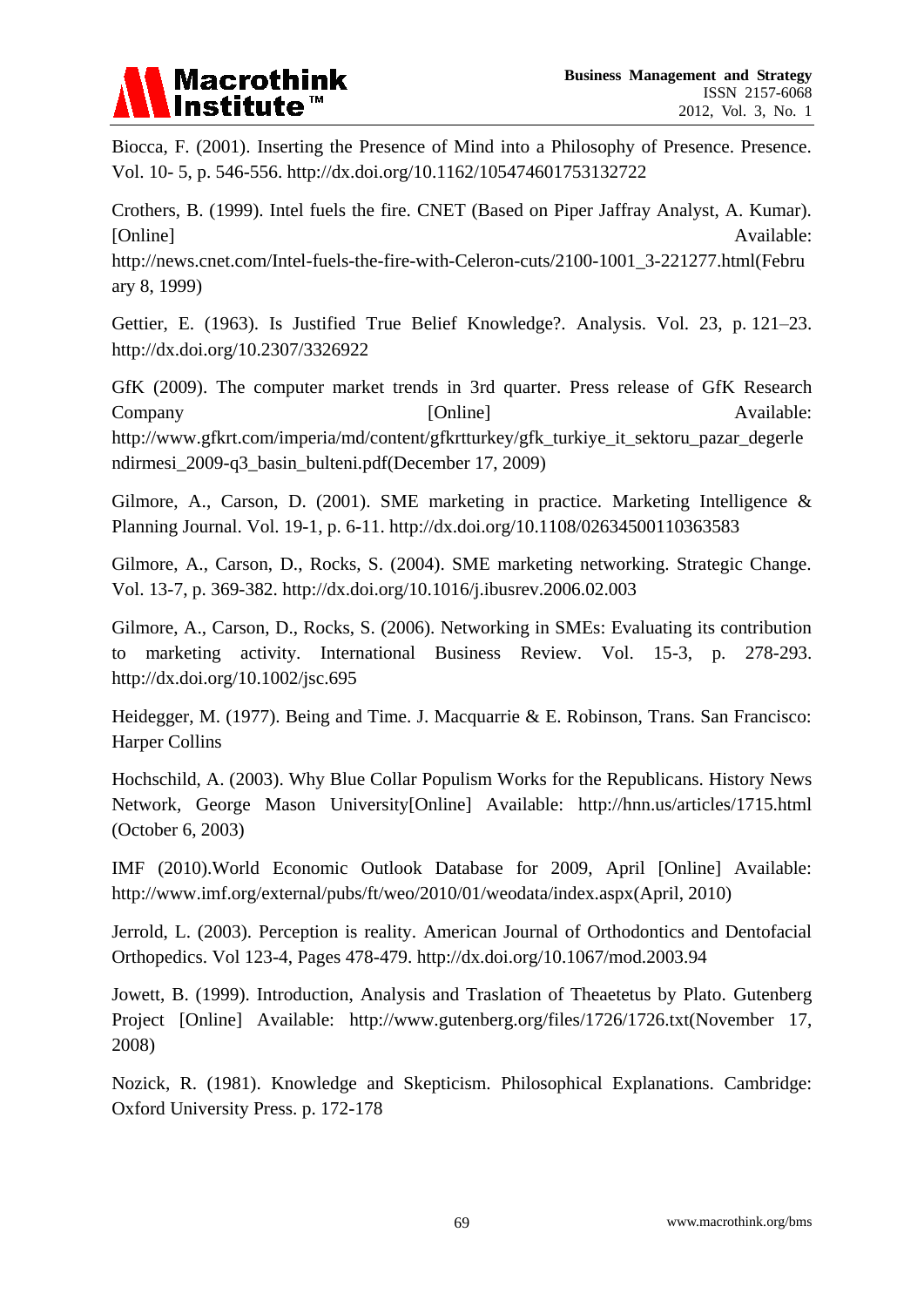Biocca, F. (2001). Inserting the Presence of Mind into a Philosophy of Presence. Presence. Vol. 10- 5, p. 546-556. http://dx.doi.org/10.1162/105474601753132722

Crothers, B. (1999). Intel fuels the fire. CNET (Based on Piper Jaffray Analyst, A. Kumar). [Online] Available: http://news.cnet.com/Intel-fuels-the-fire-with-Celeron-cuts/2100-1001_3-221277.html(February 8, 1999)

Gettier, E. (1963). Is Justified True Belief Knowledge?. Analysis. Vol. 23, p. 121–23. http://dx.doi.org/10.2307/3326922

GfK (2009). The computer market trends in 3rd quarter. Press release of GfK Research Company [Online] Available: http://www.gfkrt.com/imperia/md/content/gfkrtturkey/gfk_turkiye_it_sektoru_pazar_degerlendirmesi_2009-q3_basin_bulteni.pdf(December 17, 2009)

Gilmore, A., Carson, D. (2001). SME marketing in practice. Marketing Intelligence & Planning Journal. Vol. 19-1, p. 6-11. http://dx.doi.org/10.1108/02634500110363583

Gilmore, A., Carson, D., Rocks, S. (2004). SME marketing networking. Strategic Change. Vol. 13-7, p. 369-382. http://dx.doi.org/10.1016/j.ibusrev.2006.02.003

Gilmore, A., Carson, D., Rocks, S. (2006). Networking in SMEs: Evaluating its contribution to marketing activity. International Business Review. Vol. 15-3, p. 278-293. http://dx.doi.org/10.1002/jsc.695

Heidegger, M. (1977). Being and Time. J. Macquarrie & E. Robinson, Trans. San Francisco: Harper Collins

Hochschild, A. (2003). Why Blue Collar Populism Works for the Republicans. History News Network, George Mason University[Online] Available: http://hnn.us/articles/1715.html (October 6, 2003)

IMF (2010).World Economic Outlook Database for 2009, April [Online] Available: http://www.imf.org/external/pubs/ft/weo/2010/01/weodata/index.aspx(April, 2010)

Jerrold, L. (2003). Perception is reality. American Journal of Orthodontics and Dentofacial Orthopedics. Vol 123-4, Pages 478-479. http://dx.doi.org/10.1067/mod.2003.94

Jowett, B. (1999). Introduction, Analysis and Traslation of Theaetetus by Plato. Gutenberg Project [Online] Available: http://www.gutenberg.org/files/1726/1726.txt(November 17, 2008)

Nozick, R. (1981). Knowledge and Skepticism. Philosophical Explanations. Cambridge: Oxford University Press. p. 172-178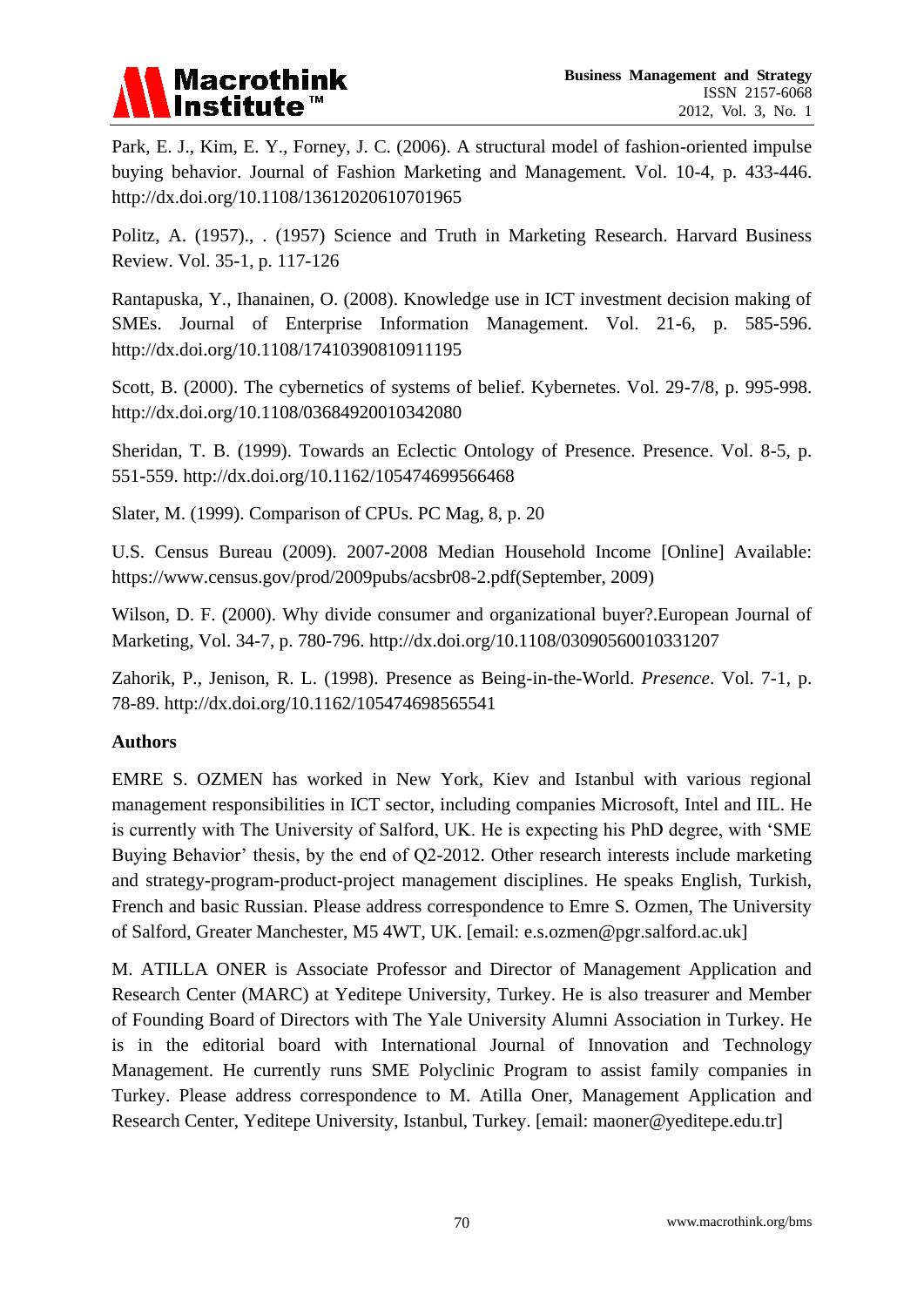Park, E. J., Kim, E. Y., Forney, J. C. (2006). A structural model of fashion-oriented impulse buying behavior. Journal of Fashion Marketing and Management. Vol. 10-4, p. 433-446. http://dx.doi.org/10.1108/13612020610701965

Politz, A. (1957)., . (1957) Science and Truth in Marketing Research. Harvard Business Review. Vol. 35-1, p. 117-126

Rantapuska, Y., Ihanainen, O. (2008). Knowledge use in ICT investment decision making of SMEs. Journal of Enterprise Information Management. Vol. 21-6, p. 585-596. http://dx.doi.org/10.1108/17410390810911195

Scott, B. (2000). The cybernetics of systems of belief. Kybernetes. Vol. 29-7/8, p. 995-998. http://dx.doi.org/10.1108/03684920010342080

Sheridan, T. B. (1999). Towards an Eclectic Ontology of Presence. Presence. Vol. 8-5, p. 551-559. http://dx.doi.org/10.1162/105474699566468

Slater, M. (1999). Comparison of CPUs. PC Mag, 8, p. 20

U.S. Census Bureau (2009). 2007-2008 Median Household Income [Online] Available: https://www.census.gov/prod/2009pubs/acsbr08-2.pdf(September, 2009)

Wilson, D. F. (2000). Why divide consumer and organizational buyer?.European Journal of Marketing, Vol. 34-7, p. 780-796. http://dx.doi.org/10.1108/03090560010331207

Zahorik, P., Jenison, R. L. (1998). Presence as Being-in-the-World. *Presence*. Vol. 7-1, p. 78-89. http://dx.doi.org/10.1162/105474698565541

**Authors**

EMRE S. OZMEN has worked in New York, Kiev and Istanbul with various regional management responsibilities in ICT sector, including companies Microsoft, Intel and IIL. He is currently with The University of Salford, UK. He is expecting his PhD degree, with 'SME Buying Behavior' thesis, by the end of Q2-2012. Other research interests include marketing and strategy-program-product-project management disciplines. He speaks English, Turkish, French and basic Russian. Please address correspondence to Emre S. Ozmen, The University of Salford, Greater Manchester, M5 4WT, UK. [email: e.s.ozmen@pgr.salford.ac.uk]

M. ATILLA ONER is Associate Professor and Director of Management Application and Research Center (MARC) at Yeditepe University, Turkey. He is also treasurer and Member of Founding Board of Directors with The Yale University Alumni Association in Turkey. He is in the editorial board with International Journal of Innovation and Technology Management. He currently runs SME Polyclinic Program to assist family companies in Turkey. Please address correspondence to M. Atilla Oner, Management Application and Research Center, Yeditepe University, Istanbul, Turkey. [email: maoner@yeditepe.edu.tr]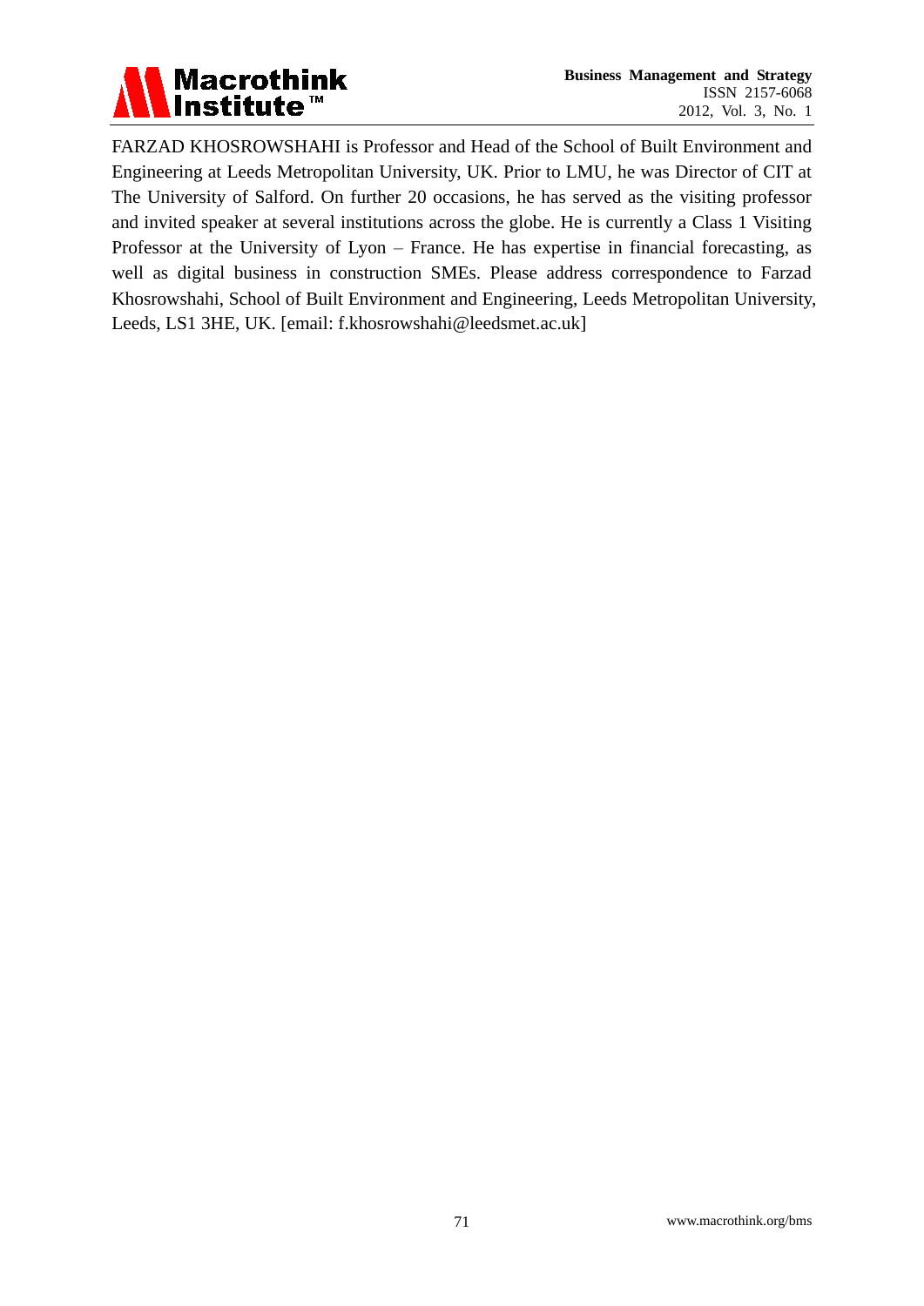FARZAD KHOSROWSHAHI is Professor and Head of the School of Built Environment and Engineering at Leeds Metropolitan University, UK. Prior to LMU, he was Director of CIT at The University of Salford. On further 20 occasions, he has served as the visiting professor and invited speaker at several institutions across the globe. He is currently a Class 1 Visiting Professor at the University of Lyon – France. He has expertise in financial forecasting, as well as digital business in construction SMEs. Please address correspondence to Farzad Khosrowshahi, School of Built Environment and Engineering, Leeds Metropolitan University, Leeds, LS1 3HE, UK. [email: f.khosrowshahi@leedsmet.ac.uk]